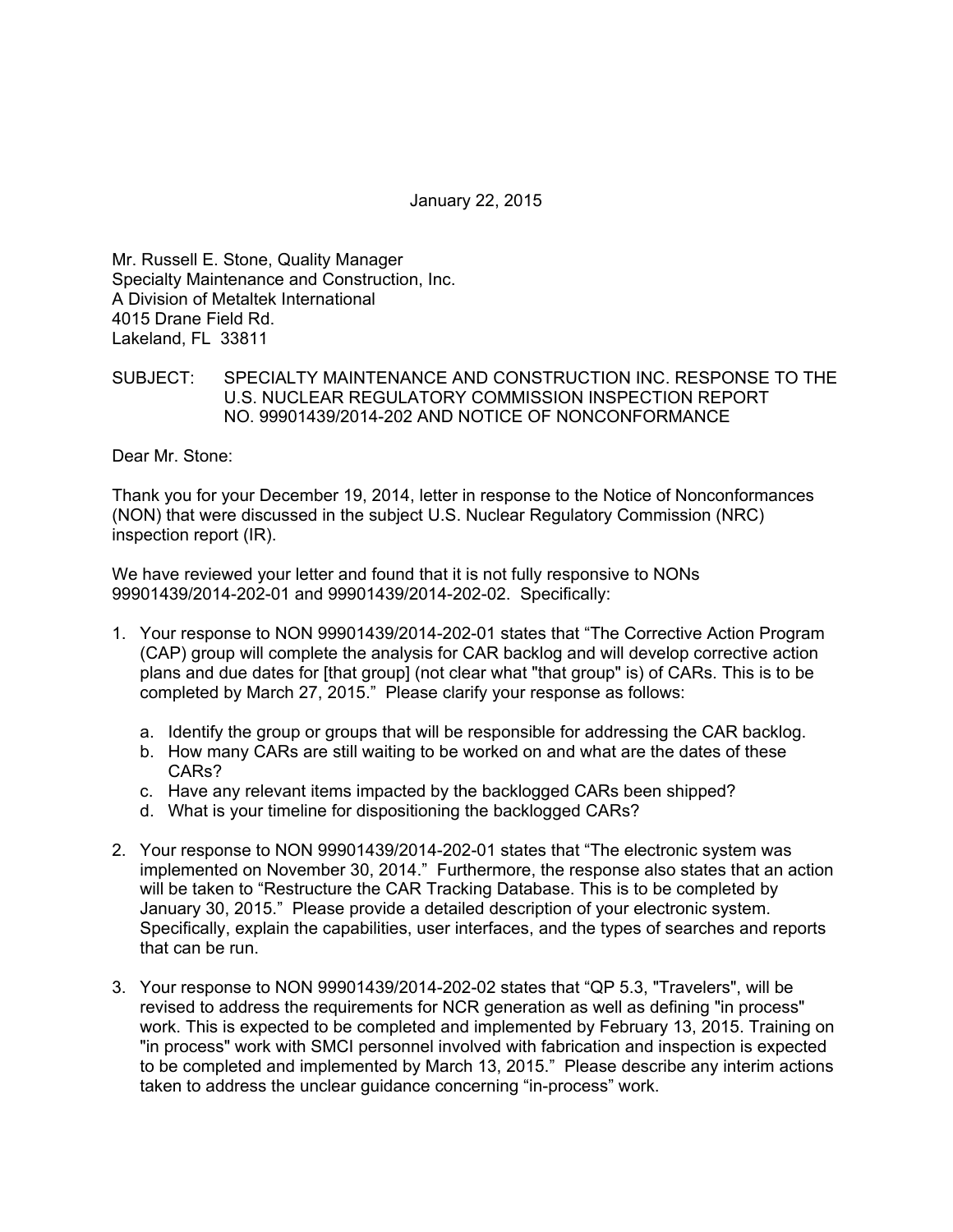January 22, 2015

Mr. Russell E. Stone, Quality Manager
Specialty Maintenance and Construction, Inc.
A Division of Metaltek International
4015 Drane Field Rd.
Lakeland, FL 33811

SUBJECT: SPECIALTY MAINTENANCE AND CONSTRUCTION INC. RESPONSE TO THE U.S. NUCLEAR REGULATORY COMMISSION INSPECTION REPORT NO. 99901439/2014-202 AND NOTICE OF NONCONFORMANCE

Dear Mr. Stone:

Thank you for your December 19, 2014, letter in response to the Notice of Nonconformances (NON) that were discussed in the subject U.S. Nuclear Regulatory Commission (NRC) inspection report (IR).

We have reviewed your letter and found that it is not fully responsive to NONs 99901439/2014-202-01 and 99901439/2014-202-02. Specifically:

1. Your response to NON 99901439/2014-202-01 states that "The Corrective Action Program (CAP) group will complete the analysis for CAR backlog and will develop corrective action plans and due dates for [that group] (not clear what "that group" is) of CARs. This is to be completed by March 27, 2015." Please clarify your response as follows:

   a. Identify the group or groups that will be responsible for addressing the CAR backlog.
   b. How many CARs are still waiting to be worked on and what are the dates of these CARs?
   c. Have any relevant items impacted by the backlogged CARs been shipped?
   d. What is your timeline for dispositioning the backlogged CARs?

2. Your response to NON 99901439/2014-202-01 states that "The electronic system was implemented on November 30, 2014." Furthermore, the response also states that an action will be taken to "Restructure the CAR Tracking Database. This is to be completed by January 30, 2015." Please provide a detailed description of your electronic system. Specifically, explain the capabilities, user interfaces, and the types of searches and reports that can be run.

3. Your response to NON 99901439/2014-202-02 states that "QP 5.3, "Travelers", will be revised to address the requirements for NCR generation as well as defining "in process" work. This is expected to be completed and implemented by February 13, 2015. Training on "in process" work with SMCI personnel involved with fabrication and inspection is expected to be completed and implemented by March 13, 2015." Please describe any interim actions taken to address the unclear guidance concerning "in-process" work.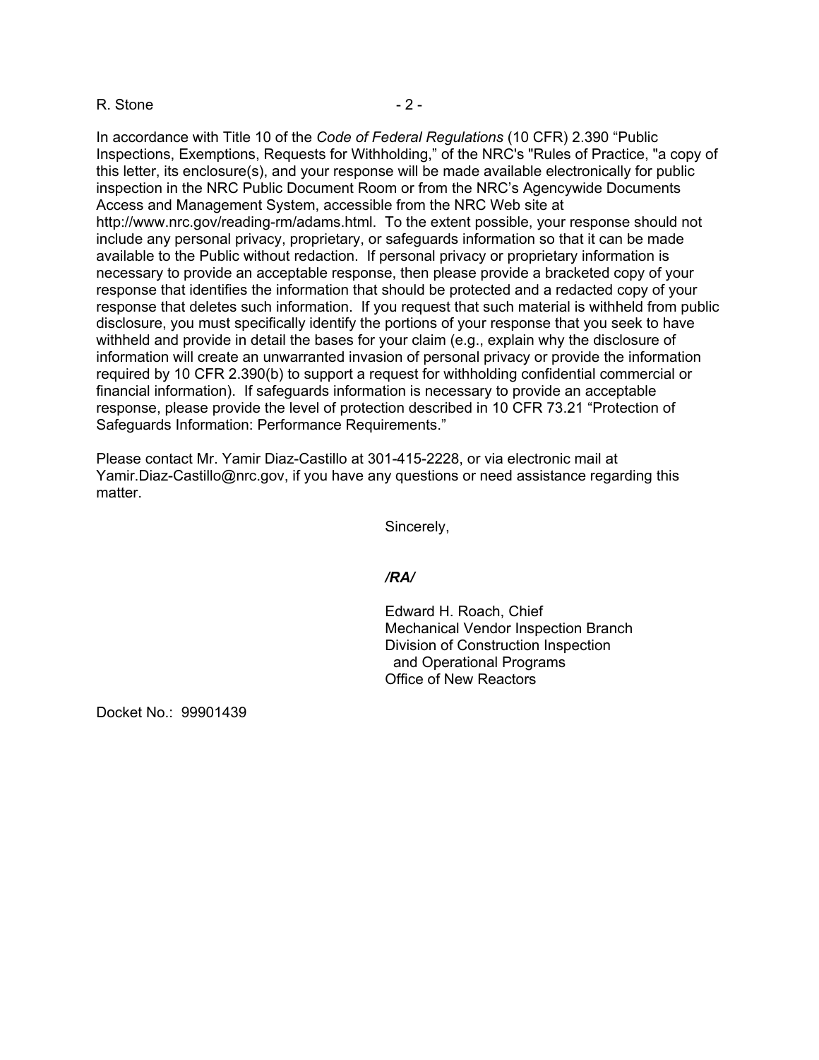In accordance with Title 10 of the *Code of Federal Regulations* (10 CFR) 2.390 "Public Inspections, Exemptions, Requests for Withholding," of the NRC's "Rules of Practice, "a copy of this letter, its enclosure(s), and your response will be made available electronically for public inspection in the NRC Public Document Room or from the NRC's Agencywide Documents Access and Management System, accessible from the NRC Web site at http://www.nrc.gov/reading-rm/adams.html. To the extent possible, your response should not include any personal privacy, proprietary, or safeguards information so that it can be made available to the Public without redaction. If personal privacy or proprietary information is necessary to provide an acceptable response, then please provide a bracketed copy of your response that identifies the information that should be protected and a redacted copy of your response that deletes such information. If you request that such material is withheld from public disclosure, you must specifically identify the portions of your response that you seek to have withheld and provide in detail the bases for your claim (e.g., explain why the disclosure of information will create an unwarranted invasion of personal privacy or provide the information required by 10 CFR 2.390(b) to support a request for withholding confidential commercial or financial information). If safeguards information is necessary to provide an acceptable response, please provide the level of protection described in 10 CFR 73.21 "Protection of Safeguards Information: Performance Requirements."

Please contact Mr. Yamir Diaz-Castillo at 301-415-2228, or via electronic mail at Yamir.Diaz-Castillo@nrc.gov, if you have any questions or need assistance regarding this matter.

Sincerely,

***/RA/***

Edward H. Roach, Chief
Mechanical Vendor Inspection Branch
Division of Construction Inspection
and Operational Programs
Office of New Reactors

Docket No.: 99901439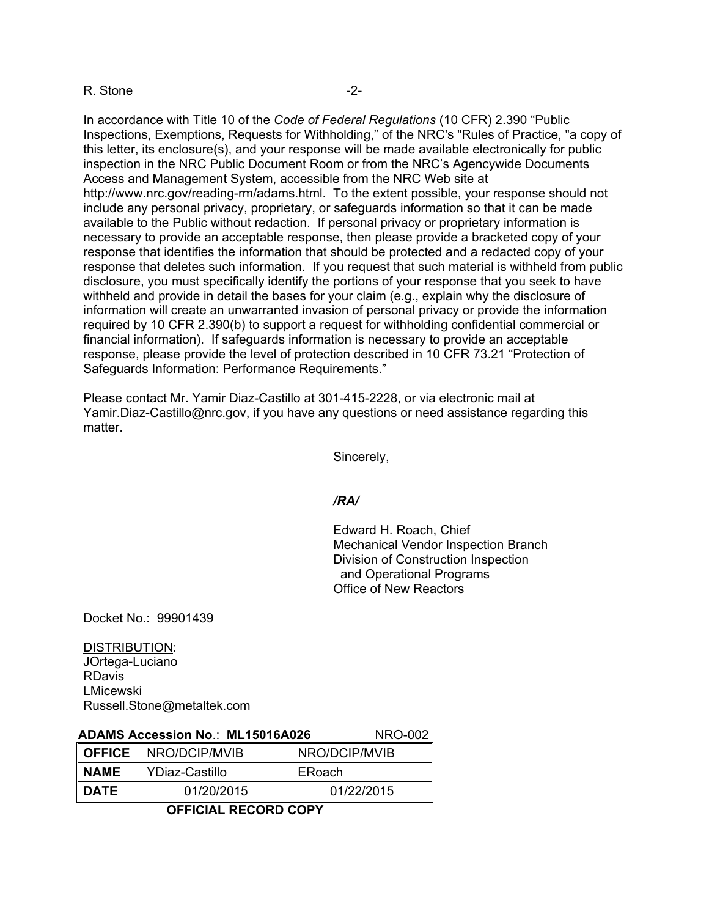In accordance with Title 10 of the *Code of Federal Regulations* (10 CFR) 2.390 "Public Inspections, Exemptions, Requests for Withholding," of the NRC's "Rules of Practice, "a copy of this letter, its enclosure(s), and your response will be made available electronically for public inspection in the NRC Public Document Room or from the NRC's Agencywide Documents Access and Management System, accessible from the NRC Web site at http://www.nrc.gov/reading-rm/adams.html. To the extent possible, your response should not include any personal privacy, proprietary, or safeguards information so that it can be made available to the Public without redaction. If personal privacy or proprietary information is necessary to provide an acceptable response, then please provide a bracketed copy of your response that identifies the information that should be protected and a redacted copy of your response that deletes such information. If you request that such material is withheld from public disclosure, you must specifically identify the portions of your response that you seek to have withheld and provide in detail the bases for your claim (e.g., explain why the disclosure of information will create an unwarranted invasion of personal privacy or provide the information required by 10 CFR 2.390(b) to support a request for withholding confidential commercial or financial information). If safeguards information is necessary to provide an acceptable response, please provide the level of protection described in 10 CFR 73.21 "Protection of Safeguards Information: Performance Requirements."

Please contact Mr. Yamir Diaz-Castillo at 301-415-2228, or via electronic mail at Yamir.Diaz-Castillo@nrc.gov, if you have any questions or need assistance regarding this matter.

Sincerely,

*/RA/*

Edward H. Roach, Chief
Mechanical Vendor Inspection Branch
Division of Construction Inspection
and Operational Programs
Office of New Reactors

Docket No.: 99901439

DISTRIBUTION:
JOrtega-Luciano
RDavis
LMicewski
Russell.Stone@metaltek.com

**ADAMS Accession No.: ML15016A026** NRO-002

| **OFFICE** | NRO/DCIP/MVIB | NRO/DCIP/MVIB |
|---|---|---|
| **NAME** | YDiaz-Castillo | ERoach |
| **DATE** | 01/20/2015 | 01/22/2015 |

**OFFICIAL RECORD COPY**